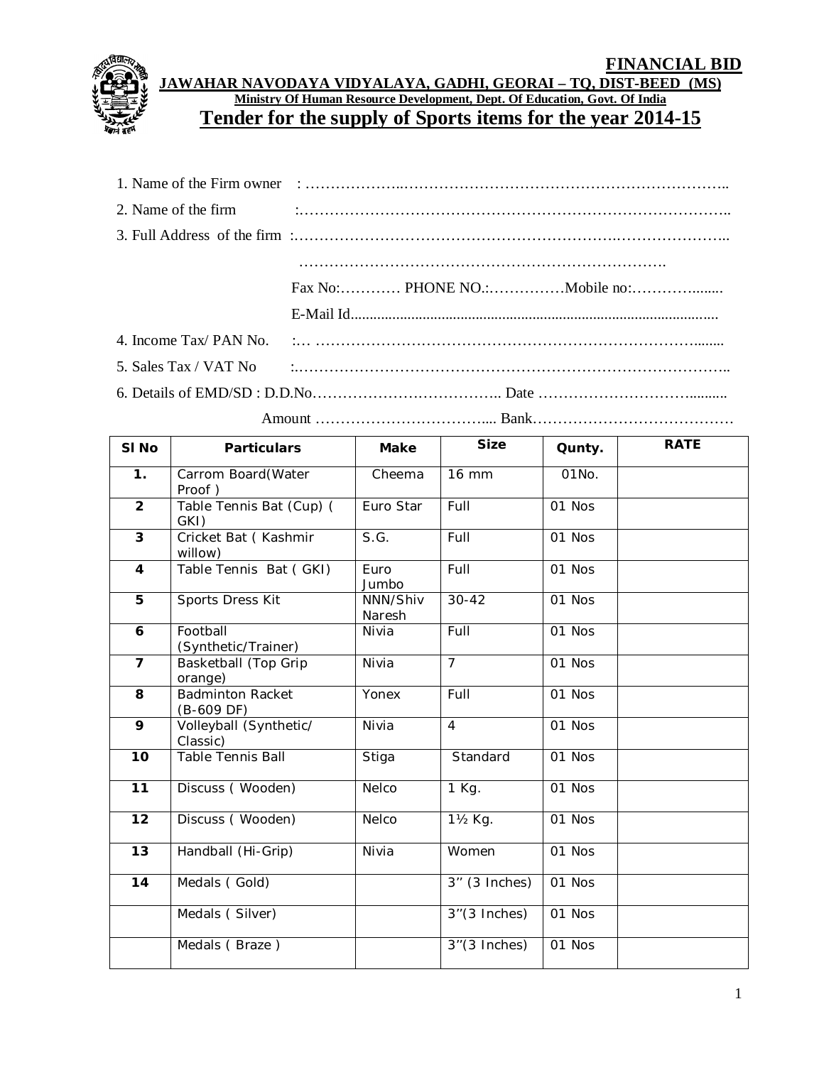**FINANCIAL BID**

**JAWAHAR NAVODAYA VIDYALAYA, GADHI, GEORAI – TQ, DIST-BEED (MS)**

**Ministry Of Human Resource Development, Dept. Of Education, Govt. Of India**

# Tender for the supply of Sports items for the year 2014-15

1. Name of the Firm owner : ……………….………………………………………………………..
2. Name of the firm :………………………………………………………………………..
3. Full Address of the firm :…………………………………………………….…………………..
   ……………………………………………………………….
   Fax No:………… PHONE NO.:……………Mobile no:…………........
   E-Mail Id...............................................................................................
4. Income Tax/ PAN No. :… ……………………………………………………………........
5. Sales Tax / VAT No :………………………………………………………………………..
6. Details of EMD/SD : D.D.No……………………………….. Date …………………………..........
   Amount …………………………….... Bank…………………………………

| Sl No | Particulars | Make | Size | Qunty. | RATE |
|---|---|---|---|---|---|
| 1. | Carrom Board(Water Proof ) | Cheema | 16 mm | 01No. | |
| 2 | Table Tennis Bat (Cup) ( GKI) | Euro Star | Full | 01 Nos | |
| 3 | Cricket Bat ( Kashmir willow) | S.G. | Full | 01 Nos | |
| 4 | Table Tennis Bat ( GKI) | Euro Jumbo | Full | 01 Nos | |
| 5 | Sports Dress Kit | NNN/Shiv Naresh | 30-42 | 01 Nos | |
| 6 | Football (Synthetic/Trainer) | Nivia | Full | 01 Nos | |
| 7 | Basketball (Top Grip orange) | Nivia | 7 | 01 Nos | |
| 8 | Badminton Racket (B-609 DF) | Yonex | Full | 01 Nos | |
| 9 | Volleyball (Synthetic/ Classic) | Nivia | 4 | 01 Nos | |
| 10 | Table Tennis Ball | Stiga | Standard | 01 Nos | |
| 11 | Discuss ( Wooden) | Nelco | 1 Kg. | 01 Nos | |
| 12 | Discuss ( Wooden) | Nelco | 1½ Kg. | 01 Nos | |
| 13 | Handball (Hi-Grip) | Nivia | Women | 01 Nos | |
| 14 | Medals ( Gold) | | 3" (3 Inches) | 01 Nos | |
| | Medals ( Silver) | | 3"(3 Inches) | 01 Nos | |
| | Medals ( Braze ) | | 3"(3 Inches) | 01 Nos | |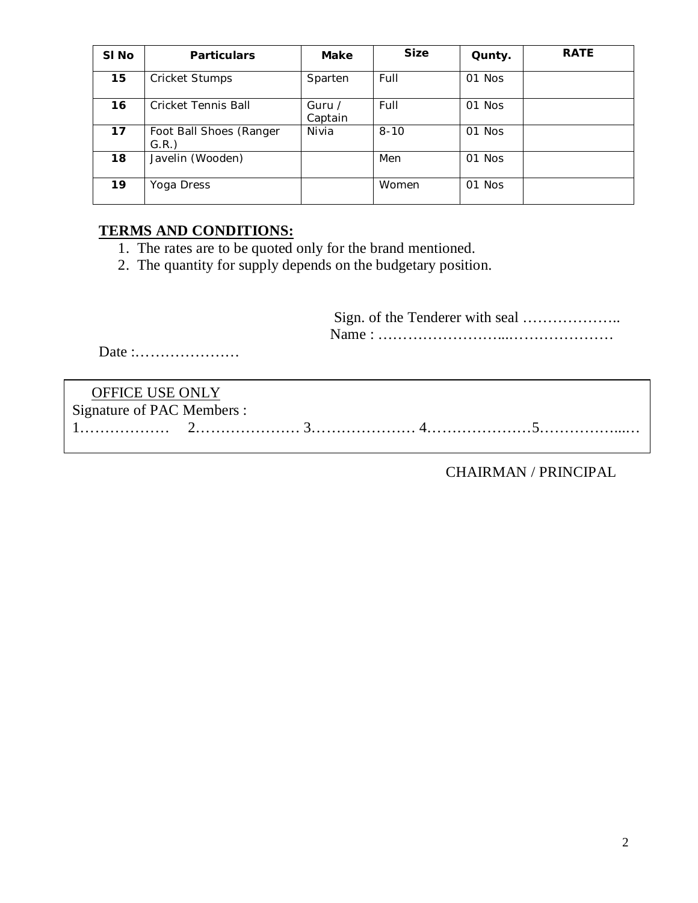| Sl No | Particulars | Make | Size | Qunty. | RATE |
|---|---|---|---|---|---|
| 15 | Cricket Stumps | Sparten | Full | 01 Nos | |
| 16 | Cricket Tennis Ball | Guru / Captain | Full | 01 Nos | |
| 17 | Foot Ball Shoes (Ranger G.R.) | Nivia | 8-10 | 01 Nos | |
| 18 | Javelin (Wooden) | | Men | 01 Nos | |
| 19 | Yoga Dress | | Women | 01 Nos | |

**TERMS AND CONDITIONS:**

1. The rates are to be quoted only for the brand mentioned.
2. The quantity for supply depends on the budgetary position.

Sign. of the Tenderer with seal ………………..

Name : ……………………...…………………

Date :…………………

OFFICE USE ONLY

Signature of PAC Members :

1……………… 2………………… 3………………… 4…………………5……………...…

CHAIRMAN / PRINCIPAL